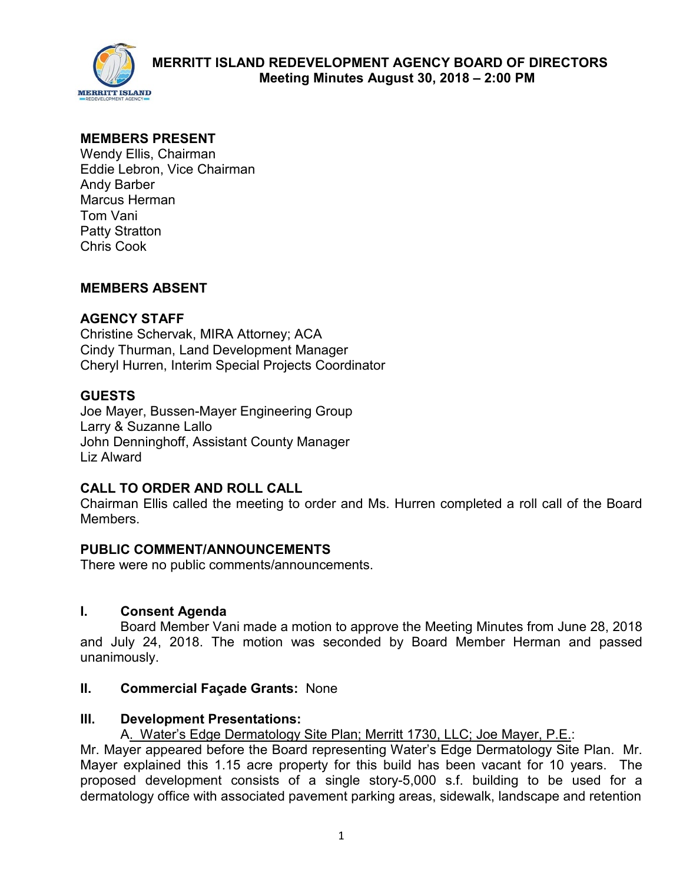# MERRITT ISLAND REDEVELOPMENT AGENCY BOARD OF DIRECTORS
## Meeting Minutes August 30, 2018 – 2:00 PM

**MEMBERS PRESENT**
Wendy Ellis, Chairman
Eddie Lebron, Vice Chairman
Andy Barber
Marcus Herman
Tom Vani
Patty Stratton
Chris Cook

**MEMBERS ABSENT**

**AGENCY STAFF**
Christine Schervak, MIRA Attorney; ACA
Cindy Thurman, Land Development Manager
Cheryl Hurren, Interim Special Projects Coordinator

**GUESTS**
Joe Mayer, Bussen-Mayer Engineering Group
Larry & Suzanne Lallo
John Denninghoff, Assistant County Manager
Liz Alward

**CALL TO ORDER AND ROLL CALL**
Chairman Ellis called the meeting to order and Ms. Hurren completed a roll call of the Board Members.

**PUBLIC COMMENT/ANNOUNCEMENTS**
There were no public comments/announcements.

**I. Consent Agenda**

Board Member Vani made a motion to approve the Meeting Minutes from June 28, 2018 and July 24, 2018. The motion was seconded by Board Member Herman and passed unanimously.

**II. Commercial Façade Grants:** None

**III. Development Presentations:**

A. Water's Edge Dermatology Site Plan; Merritt 1730, LLC; Joe Mayer, P.E.:

Mr. Mayer appeared before the Board representing Water's Edge Dermatology Site Plan. Mr. Mayer explained this 1.15 acre property for this build has been vacant for 10 years. The proposed development consists of a single story-5,000 s.f. building to be used for a dermatology office with associated pavement parking areas, sidewalk, landscape and retention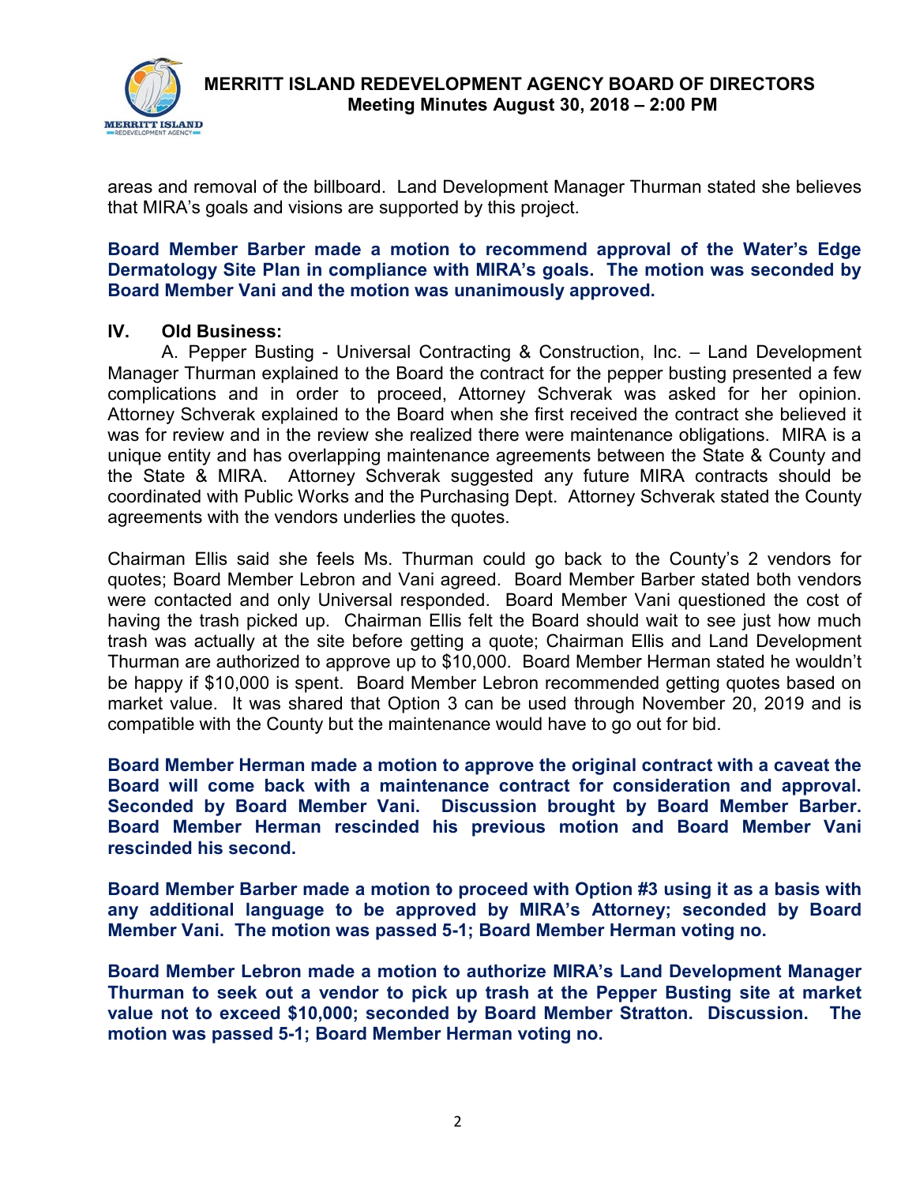areas and removal of the billboard. Land Development Manager Thurman stated she believes that MIRA's goals and visions are supported by this project.

**Board Member Barber made a motion to recommend approval of the Water's Edge Dermatology Site Plan in compliance with MIRA's goals. The motion was seconded by Board Member Vani and the motion was unanimously approved.**

## IV. Old Business:

A. Pepper Busting - Universal Contracting & Construction, Inc. – Land Development Manager Thurman explained to the Board the contract for the pepper busting presented a few complications and in order to proceed, Attorney Schverak was asked for her opinion. Attorney Schverak explained to the Board when she first received the contract she believed it was for review and in the review she realized there were maintenance obligations. MIRA is a unique entity and has overlapping maintenance agreements between the State & County and the State & MIRA. Attorney Schverak suggested any future MIRA contracts should be coordinated with Public Works and the Purchasing Dept. Attorney Schverak stated the County agreements with the vendors underlies the quotes.

Chairman Ellis said she feels Ms. Thurman could go back to the County's 2 vendors for quotes; Board Member Lebron and Vani agreed. Board Member Barber stated both vendors were contacted and only Universal responded. Board Member Vani questioned the cost of having the trash picked up. Chairman Ellis felt the Board should wait to see just how much trash was actually at the site before getting a quote; Chairman Ellis and Land Development Thurman are authorized to approve up to $10,000. Board Member Herman stated he wouldn't be happy if $10,000 is spent. Board Member Lebron recommended getting quotes based on market value. It was shared that Option 3 can be used through November 20, 2019 and is compatible with the County but the maintenance would have to go out for bid.

**Board Member Herman made a motion to approve the original contract with a caveat the Board will come back with a maintenance contract for consideration and approval. Seconded by Board Member Vani. Discussion brought by Board Member Barber. Board Member Herman rescinded his previous motion and Board Member Vani rescinded his second.**

**Board Member Barber made a motion to proceed with Option #3 using it as a basis with any additional language to be approved by MIRA's Attorney; seconded by Board Member Vani. The motion was passed 5-1; Board Member Herman voting no.**

**Board Member Lebron made a motion to authorize MIRA's Land Development Manager Thurman to seek out a vendor to pick up trash at the Pepper Busting site at market value not to exceed $10,000; seconded by Board Member Stratton. Discussion. The motion was passed 5-1; Board Member Herman voting no.**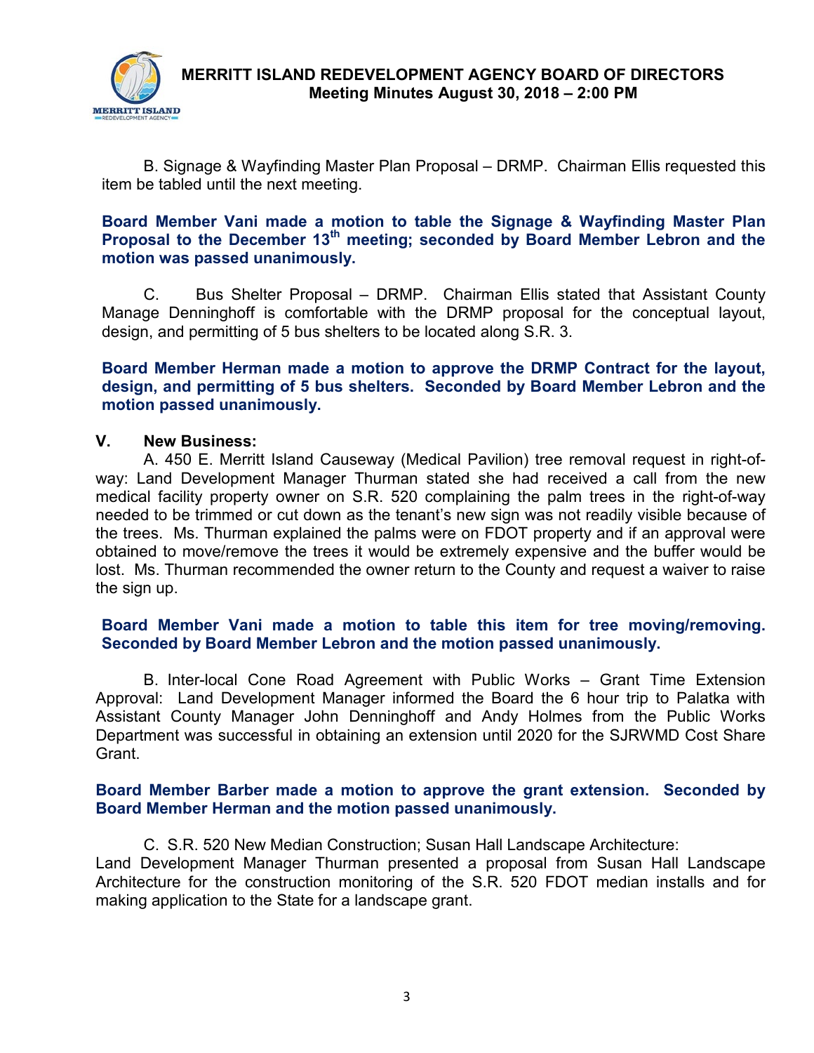B. Signage & Wayfinding Master Plan Proposal – DRMP. Chairman Ellis requested this item be tabled until the next meeting.

**Board Member Vani made a motion to table the Signage & Wayfinding Master Plan Proposal to the December 13th meeting; seconded by Board Member Lebron and the motion was passed unanimously.**

C. Bus Shelter Proposal – DRMP. Chairman Ellis stated that Assistant County Manage Denninghoff is comfortable with the DRMP proposal for the conceptual layout, design, and permitting of 5 bus shelters to be located along S.R. 3.

**Board Member Herman made a motion to approve the DRMP Contract for the layout, design, and permitting of 5 bus shelters. Seconded by Board Member Lebron and the motion passed unanimously.**

## V. New Business:

A. 450 E. Merritt Island Causeway (Medical Pavilion) tree removal request in right-of-way: Land Development Manager Thurman stated she had received a call from the new medical facility property owner on S.R. 520 complaining the palm trees in the right-of-way needed to be trimmed or cut down as the tenant's new sign was not readily visible because of the trees. Ms. Thurman explained the palms were on FDOT property and if an approval were obtained to move/remove the trees it would be extremely expensive and the buffer would be lost. Ms. Thurman recommended the owner return to the County and request a waiver to raise the sign up.

**Board Member Vani made a motion to table this item for tree moving/removing. Seconded by Board Member Lebron and the motion passed unanimously.**

B. Inter-local Cone Road Agreement with Public Works – Grant Time Extension Approval: Land Development Manager informed the Board the 6 hour trip to Palatka with Assistant County Manager John Denninghoff and Andy Holmes from the Public Works Department was successful in obtaining an extension until 2020 for the SJRWMD Cost Share Grant.

**Board Member Barber made a motion to approve the grant extension. Seconded by Board Member Herman and the motion passed unanimously.**

C. S.R. 520 New Median Construction; Susan Hall Landscape Architecture:
Land Development Manager Thurman presented a proposal from Susan Hall Landscape Architecture for the construction monitoring of the S.R. 520 FDOT median installs and for making application to the State for a landscape grant.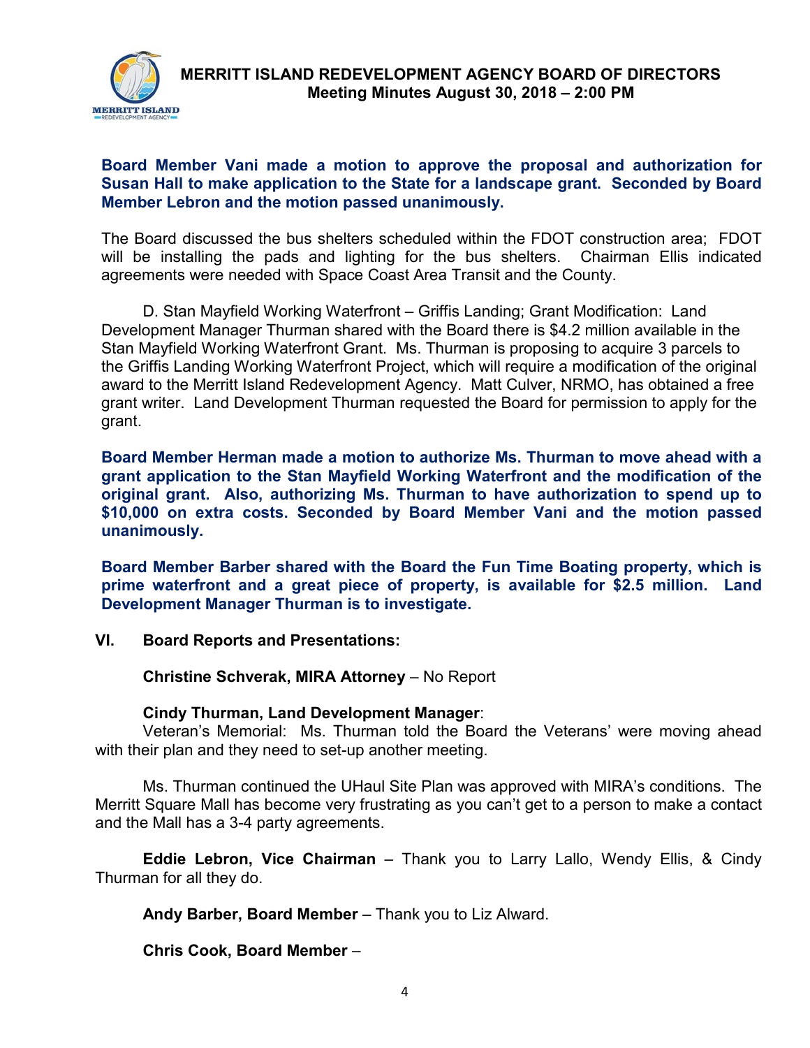**Board Member Vani made a motion to approve the proposal and authorization for Susan Hall to make application to the State for a landscape grant. Seconded by Board Member Lebron and the motion passed unanimously.**

The Board discussed the bus shelters scheduled within the FDOT construction area; FDOT will be installing the pads and lighting for the bus shelters. Chairman Ellis indicated agreements were needed with Space Coast Area Transit and the County.

D. Stan Mayfield Working Waterfront – Griffis Landing; Grant Modification: Land Development Manager Thurman shared with the Board there is $4.2 million available in the Stan Mayfield Working Waterfront Grant. Ms. Thurman is proposing to acquire 3 parcels to the Griffis Landing Working Waterfront Project, which will require a modification of the original award to the Merritt Island Redevelopment Agency. Matt Culver, NRMO, has obtained a free grant writer. Land Development Thurman requested the Board for permission to apply for the grant.

**Board Member Herman made a motion to authorize Ms. Thurman to move ahead with a grant application to the Stan Mayfield Working Waterfront and the modification of the original grant. Also, authorizing Ms. Thurman to have authorization to spend up to $10,000 on extra costs. Seconded by Board Member Vani and the motion passed unanimously.**

**Board Member Barber shared with the Board the Fun Time Boating property, which is prime waterfront and a great piece of property, is available for $2.5 million. Land Development Manager Thurman is to investigate.**

## VI. Board Reports and Presentations:

**Christine Schverak, MIRA Attorney** – No Report

**Cindy Thurman, Land Development Manager**:

Veteran's Memorial: Ms. Thurman told the Board the Veterans' were moving ahead with their plan and they need to set-up another meeting.

Ms. Thurman continued the UHaul Site Plan was approved with MIRA's conditions. The Merritt Square Mall has become very frustrating as you can't get to a person to make a contact and the Mall has a 3-4 party agreements.

**Eddie Lebron, Vice Chairman** – Thank you to Larry Lallo, Wendy Ellis, & Cindy Thurman for all they do.

**Andy Barber, Board Member** – Thank you to Liz Alward.

**Chris Cook, Board Member** –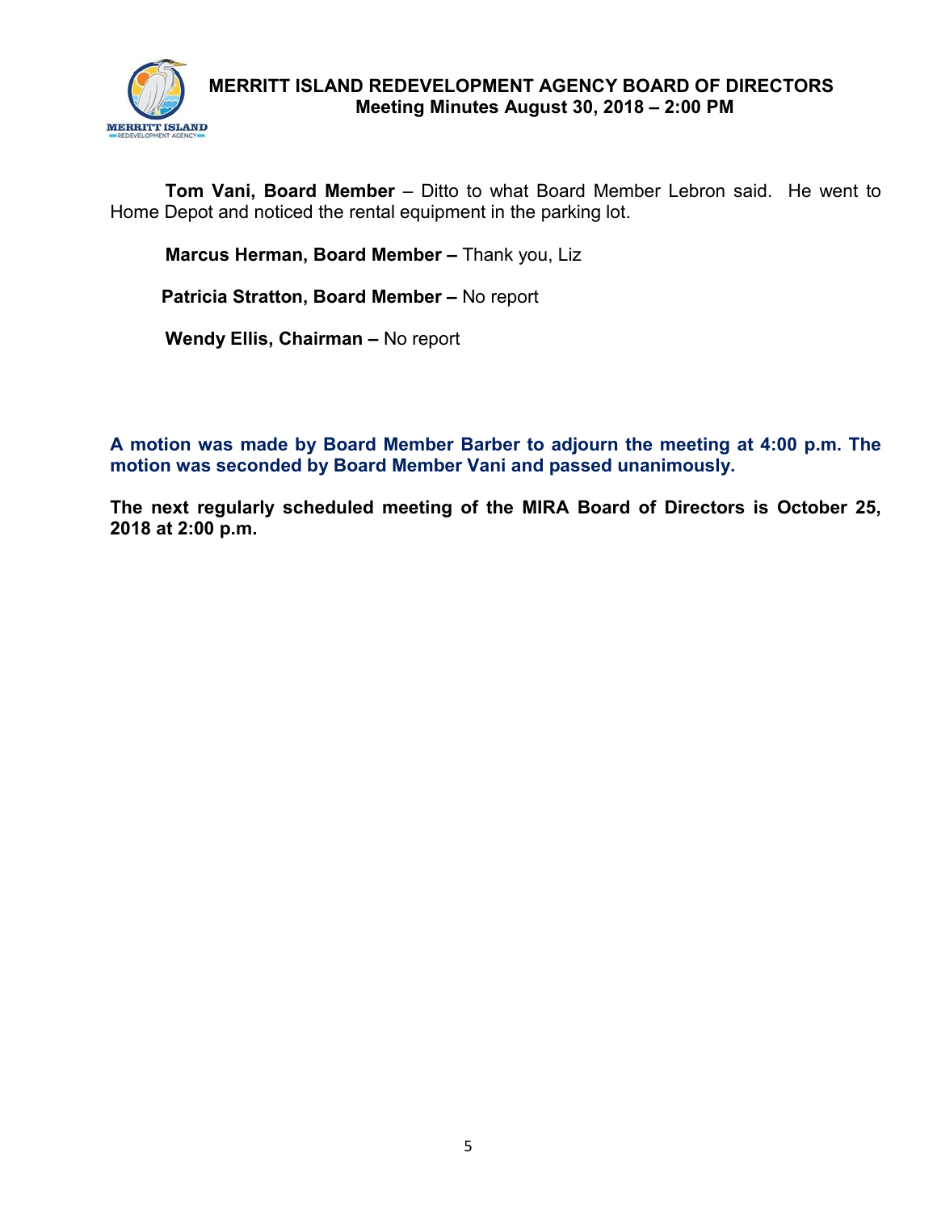**Tom Vani, Board Member** – Ditto to what Board Member Lebron said. He went to Home Depot and noticed the rental equipment in the parking lot.

**Marcus Herman, Board Member –** Thank you, Liz

**Patricia Stratton, Board Member –** No report

**Wendy Ellis, Chairman –** No report

**A motion was made by Board Member Barber to adjourn the meeting at 4:00 p.m. The motion was seconded by Board Member Vani and passed unanimously.**

**The next regularly scheduled meeting of the MIRA Board of Directors is October 25, 2018 at 2:00 p.m.**